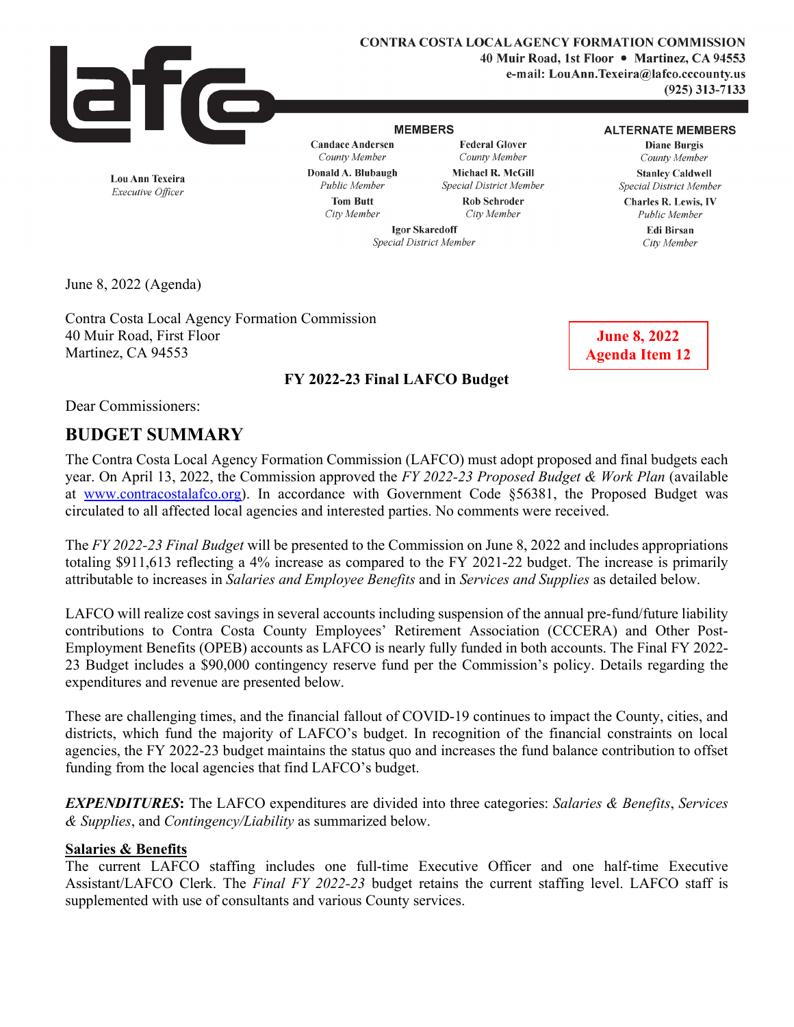**CONTRA COSTA LOCAL AGENCY FORMATION COMMISSION**
**40 Muir Road, 1st Floor • Martinez, CA 94553**
**e-mail: LouAnn.Texeira@lafco.cccounty.us**
**(925) 313-7133**

**Lou Ann Texeira**
*Executive Officer*

**MEMBERS**

**Candace Andersen**
*County Member*

**Federal Glover**
*County Member*

**Donald A. Blubaugh**
*Public Member*

**Michael R. McGill**
*Special District Member*

**Tom Butt**
*City Member*

**Rob Schroder**
*City Member*

**Igor Skaredoff**
*Special District Member*

**ALTERNATE MEMBERS**

**Diane Burgis**
*County Member*

**Stanley Caldwell**
*Special District Member*

**Charles R. Lewis, IV**
*Public Member*

**Edi Birsan**
*City Member*

June 8, 2022 (Agenda)

Contra Costa Local Agency Formation Commission
40 Muir Road, First Floor
Martinez, CA 94553

**June 8, 2022**
**Agenda Item 12**

**FY 2022-23 Final LAFCO Budget**

Dear Commissioners:

## BUDGET SUMMARY

The Contra Costa Local Agency Formation Commission (LAFCO) must adopt proposed and final budgets each year. On April 13, 2022, the Commission approved the *FY 2022-23 Proposed Budget & Work Plan* (available at www.contracostalafco.org). In accordance with Government Code §56381, the Proposed Budget was circulated to all affected local agencies and interested parties. No comments were received.

The *FY 2022-23 Final Budget* will be presented to the Commission on June 8, 2022 and includes appropriations totaling $911,613 reflecting a 4% increase as compared to the FY 2021-22 budget. The increase is primarily attributable to increases in *Salaries and Employee Benefits* and in *Services and Supplies* as detailed below.

LAFCO will realize cost savings in several accounts including suspension of the annual pre-fund/future liability contributions to Contra Costa County Employees' Retirement Association (CCCERA) and Other Post-Employment Benefits (OPEB) accounts as LAFCO is nearly fully funded in both accounts. The Final FY 2022-23 Budget includes a $90,000 contingency reserve fund per the Commission's policy. Details regarding the expenditures and revenue are presented below.

These are challenging times, and the financial fallout of COVID-19 continues to impact the County, cities, and districts, which fund the majority of LAFCO's budget. In recognition of the financial constraints on local agencies, the FY 2022-23 budget maintains the status quo and increases the fund balance contribution to offset funding from the local agencies that find LAFCO's budget.

***EXPENDITURES*:** The LAFCO expenditures are divided into three categories: *Salaries & Benefits*, *Services & Supplies*, and *Contingency/Liability* as summarized below.

**Salaries & Benefits**

The current LAFCO staffing includes one full-time Executive Officer and one half-time Executive Assistant/LAFCO Clerk. The *Final FY 2022-23* budget retains the current staffing level. LAFCO staff is supplemented with use of consultants and various County services.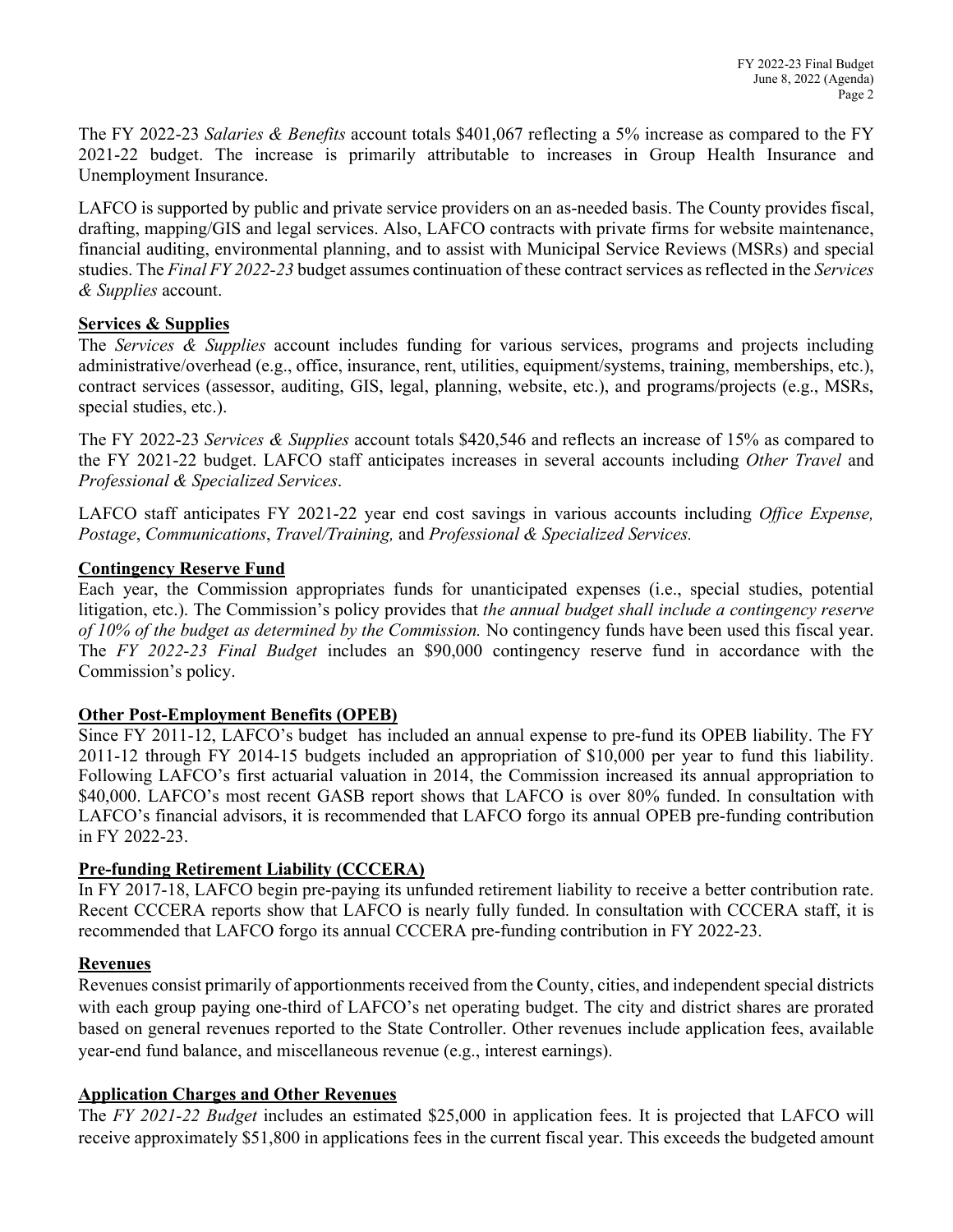The FY 2022-23 *Salaries & Benefits* account totals $401,067 reflecting a 5% increase as compared to the FY 2021-22 budget. The increase is primarily attributable to increases in Group Health Insurance and Unemployment Insurance.

LAFCO is supported by public and private service providers on an as-needed basis. The County provides fiscal, drafting, mapping/GIS and legal services. Also, LAFCO contracts with private firms for website maintenance, financial auditing, environmental planning, and to assist with Municipal Service Reviews (MSRs) and special studies. The *Final FY 2022-23* budget assumes continuation of these contract services as reflected in the *Services & Supplies* account.

**<u>Services & Supplies</u>**
The *Services & Supplies* account includes funding for various services, programs and projects including administrative/overhead (e.g., office, insurance, rent, utilities, equipment/systems, training, memberships, etc.), contract services (assessor, auditing, GIS, legal, planning, website, etc.), and programs/projects (e.g., MSRs, special studies, etc.).

The FY 2022-23 *Services & Supplies* account totals $420,546 and reflects an increase of 15% as compared to the FY 2021-22 budget. LAFCO staff anticipates increases in several accounts including *Other Travel* and *Professional & Specialized Services*.

LAFCO staff anticipates FY 2021-22 year end cost savings in various accounts including *Office Expense, Postage*, *Communications*, *Travel/Training,* and *Professional & Specialized Services.*

**<u>Contingency Reserve Fund</u>**
Each year, the Commission appropriates funds for unanticipated expenses (i.e., special studies, potential litigation, etc.). The Commission's policy provides that *the annual budget shall include a contingency reserve of 10% of the budget as determined by the Commission.* No contingency funds have been used this fiscal year. The *FY 2022-23 Final Budget* includes an $90,000 contingency reserve fund in accordance with the Commission's policy.

**<u>Other Post-Employment Benefits (OPEB)</u>**
Since FY 2011-12, LAFCO's budget has included an annual expense to pre-fund its OPEB liability. The FY 2011-12 through FY 2014-15 budgets included an appropriation of $10,000 per year to fund this liability. Following LAFCO's first actuarial valuation in 2014, the Commission increased its annual appropriation to $40,000. LAFCO's most recent GASB report shows that LAFCO is over 80% funded. In consultation with LAFCO's financial advisors, it is recommended that LAFCO forgo its annual OPEB pre-funding contribution in FY 2022-23.

**<u>Pre-funding Retirement Liability (CCCERA)</u>**
In FY 2017-18, LAFCO begin pre-paying its unfunded retirement liability to receive a better contribution rate. Recent CCCERA reports show that LAFCO is nearly fully funded. In consultation with CCCERA staff, it is recommended that LAFCO forgo its annual CCCERA pre-funding contribution in FY 2022-23.

**<u>Revenues</u>**
Revenues consist primarily of apportionments received from the County, cities, and independent special districts with each group paying one-third of LAFCO's net operating budget. The city and district shares are prorated based on general revenues reported to the State Controller. Other revenues include application fees, available year-end fund balance, and miscellaneous revenue (e.g., interest earnings).

**<u>Application Charges and Other Revenues</u>**
The *FY 2021-22 Budget* includes an estimated $25,000 in application fees. It is projected that LAFCO will receive approximately $51,800 in applications fees in the current fiscal year. This exceeds the budgeted amount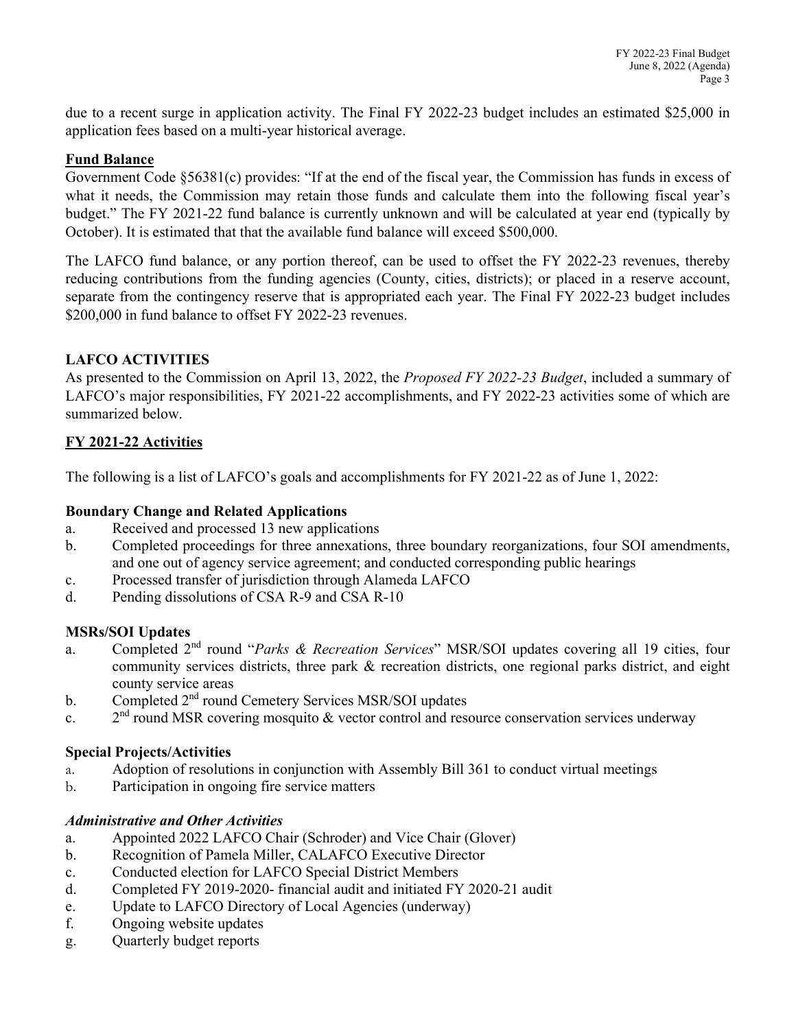due to a recent surge in application activity. The Final FY 2022-23 budget includes an estimated $25,000 in application fees based on a multi-year historical average.

**Fund Balance**

Government Code §56381(c) provides: "If at the end of the fiscal year, the Commission has funds in excess of what it needs, the Commission may retain those funds and calculate them into the following fiscal year's budget." The FY 2021-22 fund balance is currently unknown and will be calculated at year end (typically by October). It is estimated that that the available fund balance will exceed $500,000.

The LAFCO fund balance, or any portion thereof, can be used to offset the FY 2022-23 revenues, thereby reducing contributions from the funding agencies (County, cities, districts); or placed in a reserve account, separate from the contingency reserve that is appropriated each year. The Final FY 2022-23 budget includes $200,000 in fund balance to offset FY 2022-23 revenues.

## LAFCO ACTIVITIES

As presented to the Commission on April 13, 2022, the *Proposed FY 2022-23 Budget*, included a summary of LAFCO's major responsibilities, FY 2021-22 accomplishments, and FY 2022-23 activities some of which are summarized below.

**FY 2021-22 Activities**

The following is a list of LAFCO's goals and accomplishments for FY 2021-22 as of June 1, 2022:

**Boundary Change and Related Applications**

a. Received and processed 13 new applications
b. Completed proceedings for three annexations, three boundary reorganizations, four SOI amendments, and one out of agency service agreement; and conducted corresponding public hearings
c. Processed transfer of jurisdiction through Alameda LAFCO
d. Pending dissolutions of CSA R-9 and CSA R-10

**MSRs/SOI Updates**

a. Completed 2nd round "*Parks & Recreation Services*" MSR/SOI updates covering all 19 cities, four community services districts, three park & recreation districts, one regional parks district, and eight county service areas
b. Completed 2nd round Cemetery Services MSR/SOI updates
c. 2nd round MSR covering mosquito & vector control and resource conservation services underway

**Special Projects/Activities**

a. Adoption of resolutions in conjunction with Assembly Bill 361 to conduct virtual meetings
b. Participation in ongoing fire service matters

***Administrative and Other Activities***

a. Appointed 2022 LAFCO Chair (Schroder) and Vice Chair (Glover)
b. Recognition of Pamela Miller, CALAFCO Executive Director
c. Conducted election for LAFCO Special District Members
d. Completed FY 2019-2020- financial audit and initiated FY 2020-21 audit
e. Update to LAFCO Directory of Local Agencies (underway)
f. Ongoing website updates
g. Quarterly budget reports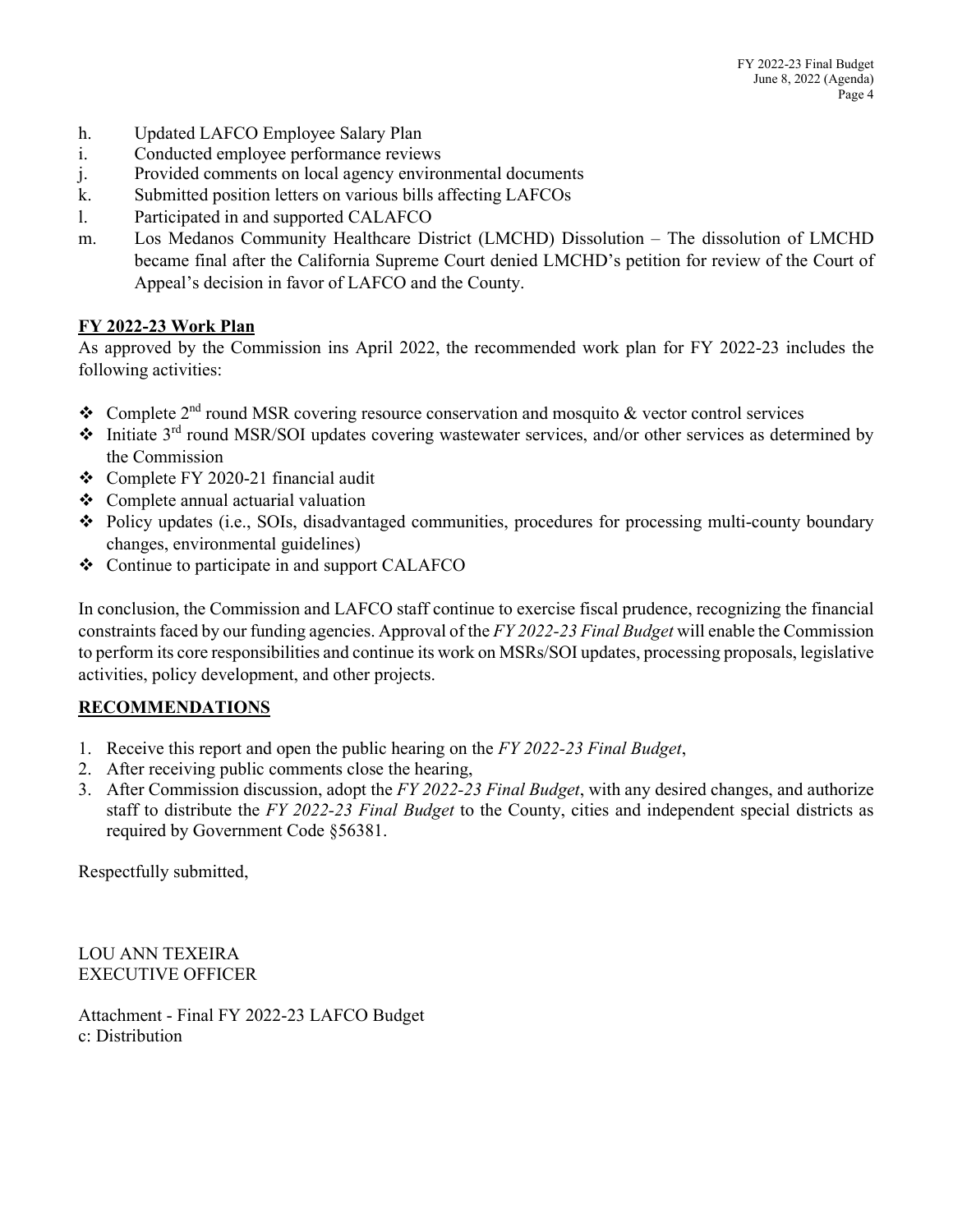h. Updated LAFCO Employee Salary Plan
i. Conducted employee performance reviews
j. Provided comments on local agency environmental documents
k. Submitted position letters on various bills affecting LAFCOs
l. Participated in and supported CALAFCO
m. Los Medanos Community Healthcare District (LMCHD) Dissolution – The dissolution of LMCHD became final after the California Supreme Court denied LMCHD's petition for review of the Court of Appeal's decision in favor of LAFCO and the County.

**FY 2022-23 Work Plan**

As approved by the Commission ins April 2022, the recommended work plan for FY 2022-23 includes the following activities:

- Complete 2nd round MSR covering resource conservation and mosquito & vector control services
- Initiate 3rd round MSR/SOI updates covering wastewater services, and/or other services as determined by the Commission
- Complete FY 2020-21 financial audit
- Complete annual actuarial valuation
- Policy updates (i.e., SOIs, disadvantaged communities, procedures for processing multi-county boundary changes, environmental guidelines)
- Continue to participate in and support CALAFCO

In conclusion, the Commission and LAFCO staff continue to exercise fiscal prudence, recognizing the financial constraints faced by our funding agencies. Approval of the *FY 2022-23 Final Budget* will enable the Commission to perform its core responsibilities and continue its work on MSRs/SOI updates, processing proposals, legislative activities, policy development, and other projects.

**RECOMMENDATIONS**

1. Receive this report and open the public hearing on the *FY 2022-23 Final Budget*,
2. After receiving public comments close the hearing,
3. After Commission discussion, adopt the *FY 2022-23 Final Budget*, with any desired changes, and authorize staff to distribute the *FY 2022-23 Final Budget* to the County, cities and independent special districts as required by Government Code §56381.

Respectfully submitted,

LOU ANN TEXEIRA
EXECUTIVE OFFICER

Attachment - Final FY 2022-23 LAFCO Budget
c: Distribution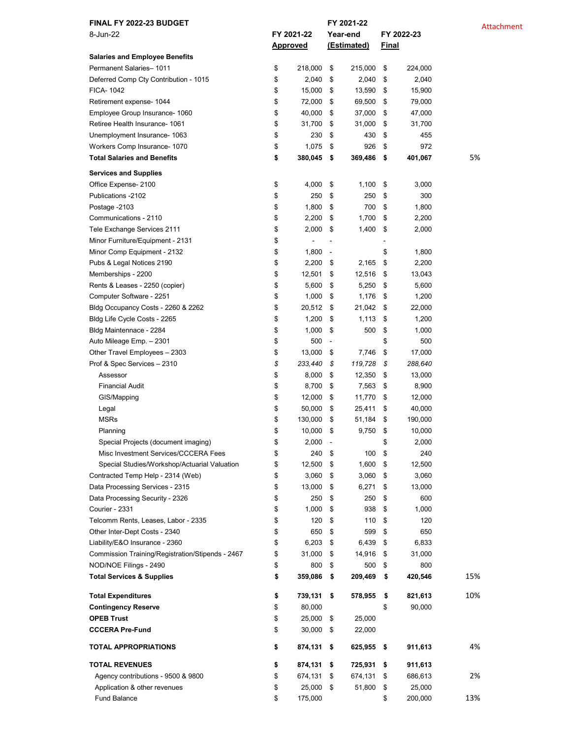Attachment

| FINAL FY 2022-23 BUDGET<br>8-Jun-22 | FY 2021-22 Approved | FY 2021-22 Year-end (Estimated) | FY 2022-23 Final | |
|---|---|---|---|---|
| **Salaries and Employee Benefits** | | | | |
| Permanent Salaries– 1011 | $ 218,000 | $ 215,000 | $ 224,000 | |
| Deferred Comp Cty Contribution - 1015 | $ 2,040 | $ 2,040 | $ 2,040 | |
| FICA- 1042 | $ 15,000 | $ 13,590 | $ 15,900 | |
| Retirement expense- 1044 | $ 72,000 | $ 69,500 | $ 79,000 | |
| Employee Group Insurance- 1060 | $ 40,000 | $ 37,000 | $ 47,000 | |
| Retiree Health Insurance- 1061 | $ 31,700 | $ 31,000 | $ 31,700 | |
| Unemployment Insurance- 1063 | $ 230 | $ 430 | $ 455 | |
| Workers Comp Insurance- 1070 | $ 1,075 | $ 926 | $ 972 | |
| **Total Salaries and Benefits** | **$ 380,045** | **$ 369,486** | **$ 401,067** | 5% |
| **Services and Supplies** | | | | |
| Office Expense- 2100 | $ 4,000 | $ 1,100 | $ 3,000 | |
| Publications -2102 | $ 250 | $ 250 | $ 300 | |
| Postage -2103 | $ 1,800 | $ 700 | $ 1,800 | |
| Communications - 2110 | $ 2,200 | $ 1,700 | $ 2,200 | |
| Tele Exchange Services 2111 | $ 2,000 | $ 1,400 | $ 2,000 | |
| Minor Furniture/Equipment - 2131 | $ - | - | - | |
| Minor Comp Equipment - 2132 | $ 1,800 | - | $ 1,800 | |
| Pubs & Legal Notices 2190 | $ 2,200 | $ 2,165 | $ 2,200 | |
| Memberships - 2200 | $ 12,501 | $ 12,516 | $ 13,043 | |
| Rents & Leases - 2250 (copier) | $ 5,600 | $ 5,250 | $ 5,600 | |
| Computer Software - 2251 | $ 1,000 | $ 1,176 | $ 1,200 | |
| Bldg Occupancy Costs - 2260 & 2262 | $ 20,512 | $ 21,042 | $ 22,000 | |
| Bldg Life Cycle Costs - 2265 | $ 1,200 | $ 1,113 | $ 1,200 | |
| Bldg Maintennace - 2284 | $ 1,000 | $ 500 | $ 1,000 | |
| Auto Mileage Emp. – 2301 | $ 500 | - | $ 500 | |
| Other Travel Employees – 2303 | $ 13,000 | $ 7,746 | $ 17,000 | |
| Prof & Spec Services – 2310 | *$ 233,440* | *$ 119,728* | *$ 288,640* | |
| Assessor | $ 8,000 | $ 12,350 | $ 13,000 | |
| Financial Audit | $ 8,700 | $ 7,563 | $ 8,900 | |
| GIS/Mapping | $ 12,000 | $ 11,770 | $ 12,000 | |
| Legal | $ 50,000 | $ 25,411 | $ 40,000 | |
| MSRs | $ 130,000 | $ 51,184 | $ 190,000 | |
| Planning | $ 10,000 | $ 9,750 | $ 10,000 | |
| Special Projects (document imaging) | $ 2,000 | - | $ 2,000 | |
| Misc Investment Services/CCCERA Fees | $ 240 | $ 100 | $ 240 | |
| Special Studies/Workshop/Actuarial Valuation | $ 12,500 | $ 1,600 | $ 12,500 | |
| Contracted Temp Help - 2314 (Web) | $ 3,060 | $ 3,060 | $ 3,060 | |
| Data Processing Services - 2315 | $ 13,000 | $ 6,271 | $ 13,000 | |
| Data Processing Security - 2326 | $ 250 | $ 250 | $ 600 | |
| Courier - 2331 | $ 1,000 | $ 938 | $ 1,000 | |
| Telcomm Rents, Leases, Labor - 2335 | $ 120 | $ 110 | $ 120 | |
| Other Inter-Dept Costs - 2340 | $ 650 | $ 599 | $ 650 | |
| Liability/E&O Insurance - 2360 | $ 6,203 | $ 6,439 | $ 6,833 | |
| Commission Training/Registration/Stipends - 2467 | $ 31,000 | $ 14,916 | $ 31,000 | |
| NOD/NOE Filings - 2490 | $ 800 | $ 500 | $ 800 | |
| **Total Services & Supplies** | **$ 359,086** | **$ 209,469** | **$ 420,546** | 15% |
| **Total Expenditures** | **$ 739,131** | **$ 578,955** | **$ 821,613** | 10% |
| **Contingency Reserve** | $ 80,000 | | $ 90,000 | |
| **OPEB Trust** | $ 25,000 | $ 25,000 | | |
| **CCCERA Pre-Fund** | $ 30,000 | $ 22,000 | | |
| **TOTAL APPROPRIATIONS** | **$ 874,131** | **$ 625,955** | **$ 911,613** | 4% |
| **TOTAL REVENUES** | **$ 874,131** | **$ 725,931** | **$ 911,613** | |
| Agency contributions - 9500 & 9800 | $ 674,131 | $ 674,131 | $ 686,613 | 2% |
| Application & other revenues | $ 25,000 | $ 51,800 | $ 25,000 | |
| Fund Balance | $ 175,000 | | $ 200,000 | 13% |